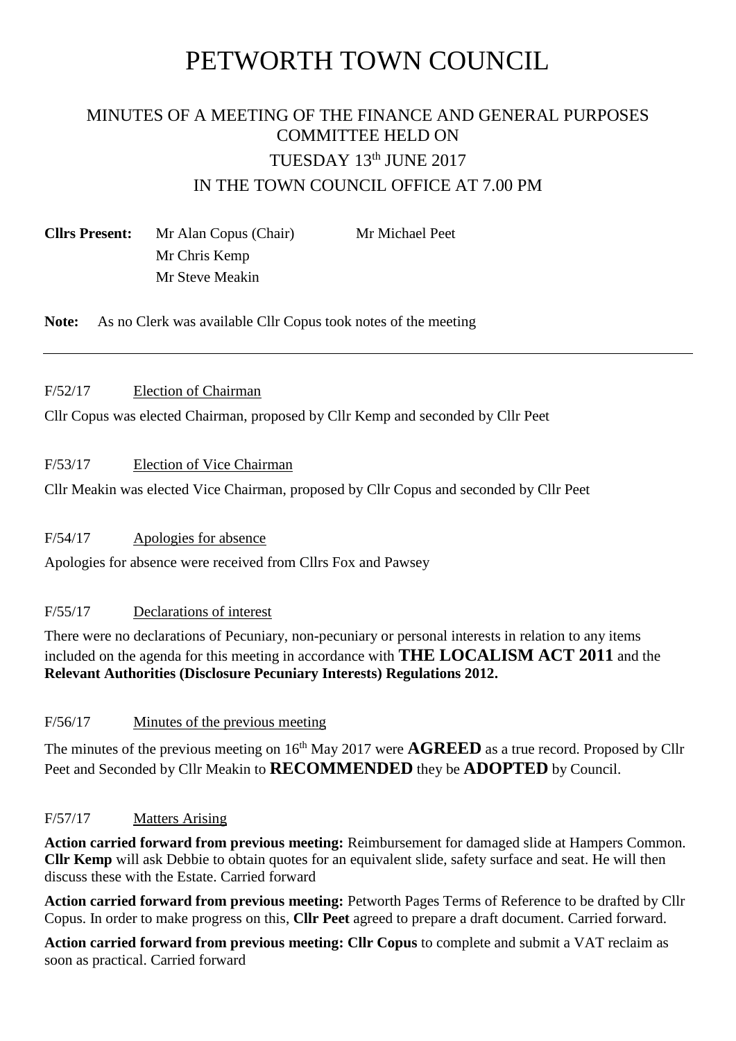# PETWORTH TOWN COUNCIL

## MINUTES OF A MEETING OF THE FINANCE AND GENERAL PURPOSES COMMITTEE HELD ON TUESDAY 13th JUNE 2017 IN THE TOWN COUNCIL OFFICE AT 7.00 PM

**Cllrs Present:** Mr Alan Copus (Chair), Mr Michael Peet, Mr Chris Kemp, Mr Steve Meakin

**Note:** As no Clerk was available Cllr Copus took notes of the meeting

---

F/52/17 Election of Chairman

Cllr Copus was elected Chairman, proposed by Cllr Kemp and seconded by Cllr Peet

F/53/17 Election of Vice Chairman

Cllr Meakin was elected Vice Chairman, proposed by Cllr Copus and seconded by Cllr Peet

F/54/17 Apologies for absence

Apologies for absence were received from Cllrs Fox and Pawsey

F/55/17 Declarations of interest

There were no declarations of Pecuniary, non-pecuniary or personal interests in relation to any items included on the agenda for this meeting in accordance with **THE LOCALISM ACT 2011** and the **Relevant Authorities (Disclosure Pecuniary Interests) Regulations 2012.**

F/56/17 Minutes of the previous meeting

The minutes of the previous meeting on 16th May 2017 were **AGREED** as a true record. Proposed by Cllr Peet and Seconded by Cllr Meakin to **RECOMMENDED** they be **ADOPTED** by Council.

F/57/17 Matters Arising

**Action carried forward from previous meeting:** Reimbursement for damaged slide at Hampers Common. **Cllr Kemp** will ask Debbie to obtain quotes for an equivalent slide, safety surface and seat. He will then discuss these with the Estate. Carried forward

**Action carried forward from previous meeting:** Petworth Pages Terms of Reference to be drafted by Cllr Copus. In order to make progress on this, **Cllr Peet** agreed to prepare a draft document. Carried forward.

**Action carried forward from previous meeting: Cllr Copus** to complete and submit a VAT reclaim as soon as practical. Carried forward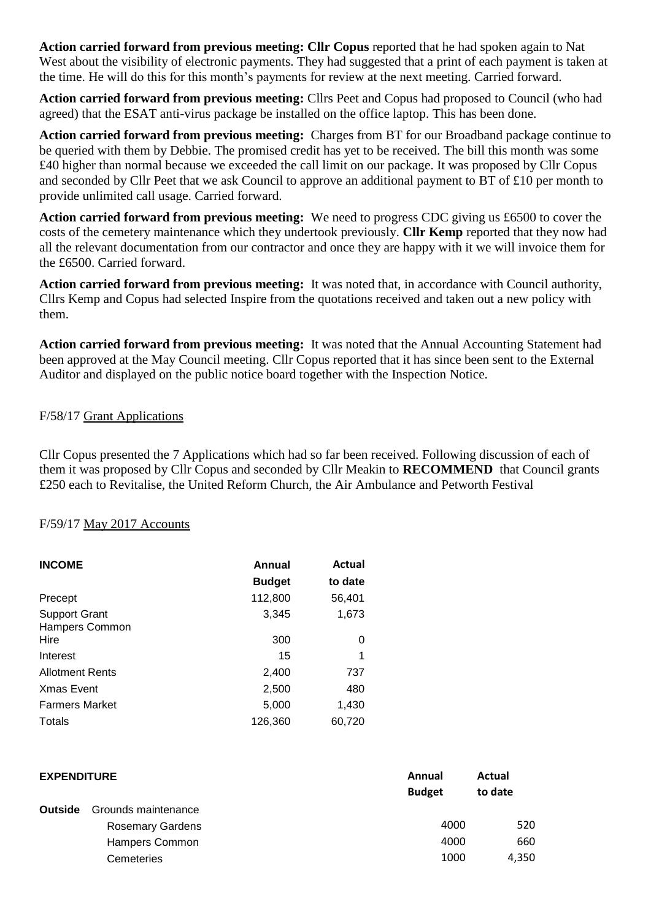**Action carried forward from previous meeting: Cllr Copus** reported that he had spoken again to Nat West about the visibility of electronic payments. They had suggested that a print of each payment is taken at the time. He will do this for this month's payments for review at the next meeting. Carried forward.

**Action carried forward from previous meeting:** Cllrs Peet and Copus had proposed to Council (who had agreed) that the ESAT anti-virus package be installed on the office laptop. This has been done.

**Action carried forward from previous meeting:** Charges from BT for our Broadband package continue to be queried with them by Debbie. The promised credit has yet to be received. The bill this month was some £40 higher than normal because we exceeded the call limit on our package. It was proposed by Cllr Copus and seconded by Cllr Peet that we ask Council to approve an additional payment to BT of £10 per month to provide unlimited call usage. Carried forward.

**Action carried forward from previous meeting:** We need to progress CDC giving us £6500 to cover the costs of the cemetery maintenance which they undertook previously. **Cllr Kemp** reported that they now had all the relevant documentation from our contractor and once they are happy with it we will invoice them for the £6500. Carried forward.

**Action carried forward from previous meeting:** It was noted that, in accordance with Council authority, Cllrs Kemp and Copus had selected Inspire from the quotations received and taken out a new policy with them.

**Action carried forward from previous meeting:** It was noted that the Annual Accounting Statement had been approved at the May Council meeting. Cllr Copus reported that it has since been sent to the External Auditor and displayed on the public notice board together with the Inspection Notice.

F/58/17 Grant Applications

Cllr Copus presented the 7 Applications which had so far been received. Following discussion of each of them it was proposed by Cllr Copus and seconded by Cllr Meakin to **RECOMMEND** that Council grants £250 each to Revitalise, the United Reform Church, the Air Ambulance and Petworth Festival

F/59/17 May 2017 Accounts

| **INCOME** | **Annual Budget** | **Actual to date** |
|---|---|---|
| Precept | 112,800 | 56,401 |
| Support Grant | 3,345 | 1,673 |
| Hampers Common Hire | 300 | 0 |
| Interest | 15 | 1 |
| Allotment Rents | 2,400 | 737 |
| Xmas Event | 2,500 | 480 |
| Farmers Market | 5,000 | 1,430 |
| Totals | 126,360 | 60,720 |

| **EXPENDITURE** | | **Annual Budget** | **Actual to date** |
|---|---|---|---|
| **Outside** | Grounds maintenance | | |
| | Rosemary Gardens | 4000 | 520 |
| | Hampers Common | 4000 | 660 |
| | Cemeteries | 1000 | 4,350 |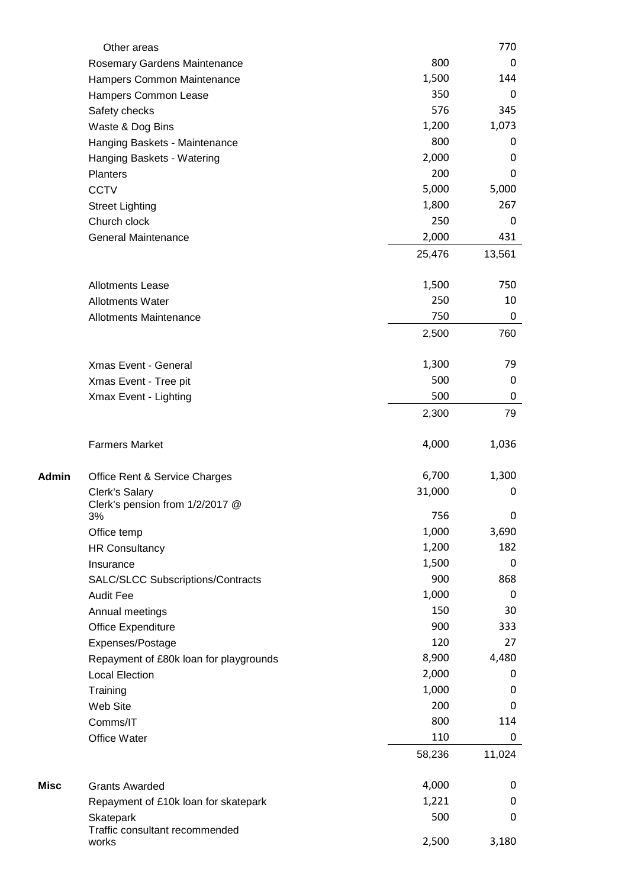| | | | |
|---|---|---|---|
| | Other areas | | 770 |
| | Rosemary Gardens Maintenance | 800 | 0 |
| | Hampers Common Maintenance | 1,500 | 144 |
| | Hampers Common Lease | 350 | 0 |
| | Safety checks | 576 | 345 |
| | Waste & Dog Bins | 1,200 | 1,073 |
| | Hanging Baskets - Maintenance | 800 | 0 |
| | Hanging Baskets - Watering | 2,000 | 0 |
| | Planters | 200 | 0 |
| | CCTV | 5,000 | 5,000 |
| | Street Lighting | 1,800 | 267 |
| | Church clock | 250 | 0 |
| | General Maintenance | 2,000 | 431 |
| | | 25,476 | 13,561 |
| | | | |
| | Allotments Lease | 1,500 | 750 |
| | Allotments Water | 250 | 10 |
| | Allotments Maintenance | 750 | 0 |
| | | 2,500 | 760 |
| | | | |
| | Xmas Event - General | 1,300 | 79 |
| | Xmas Event - Tree pit | 500 | 0 |
| | Xmax Event - Lighting | 500 | 0 |
| | | 2,300 | 79 |
| | | | |
| | Farmers Market | 4,000 | 1,036 |
| | | | |
| **Admin** | Office Rent & Service Charges | 6,700 | 1,300 |
| | Clerk's Salary | 31,000 | 0 |
| | Clerk's pension from 1/2/2017 @ 3% | 756 | 0 |
| | Office temp | 1,000 | 3,690 |
| | HR Consultancy | 1,200 | 182 |
| | Insurance | 1,500 | 0 |
| | SALC/SLCC Subscriptions/Contracts | 900 | 868 |
| | Audit Fee | 1,000 | 0 |
| | Annual meetings | 150 | 30 |
| | Office Expenditure | 900 | 333 |
| | Expenses/Postage | 120 | 27 |
| | Repayment of £80k loan for playgrounds | 8,900 | 4,480 |
| | Local Election | 2,000 | 0 |
| | Training | 1,000 | 0 |
| | Web Site | 200 | 0 |
| | Comms/IT | 800 | 114 |
| | Office Water | 110 | 0 |
| | | 58,236 | 11,024 |
| | | | |
| **Misc** | Grants Awarded | 4,000 | 0 |
| | Repayment of £10k loan for skatepark | 1,221 | 0 |
| | Skatepark | 500 | 0 |
| | Traffic consultant recommended works | 2,500 | 3,180 |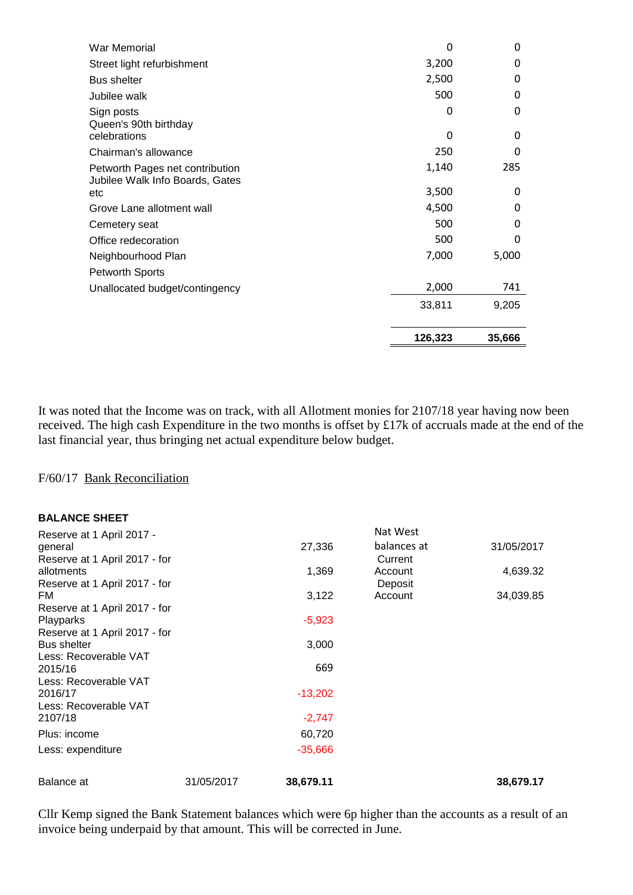| | | |
|---|---|---|
| War Memorial | 0 | 0 |
| Street light refurbishment | 3,200 | 0 |
| Bus shelter | 2,500 | 0 |
| Jubilee walk | 500 | 0 |
| Sign posts | 0 | 0 |
| Queen's 90th birthday celebrations | 0 | 0 |
| Chairman's allowance | 250 | 0 |
| Petworth Pages net contribution | 1,140 | 285 |
| Jubilee Walk Info Boards, Gates etc | 3,500 | 0 |
| Grove Lane allotment wall | 4,500 | 0 |
| Cemetery seat | 500 | 0 |
| Office redecoration | 500 | 0 |
| Neighbourhood Plan | 7,000 | 5,000 |
| Petworth Sports | | |
| Unallocated budget/contingency | 2,000 | 741 |
| | 33,811 | 9,205 |
| | **126,323** | **35,666** |

It was noted that the Income was on track, with all Allotment monies for 2107/18 year having now been received. The high cash Expenditure in the two months is offset by £17k of accruals made at the end of the last financial year, thus bringing net actual expenditure below budget.

F/60/17 Bank Reconciliation

**BALANCE SHEET**

| | | | Nat West balances at | 31/05/2017 |
|---|---|---|---|---|
| Reserve at 1 April 2017 - general | | 27,336 | | |
| Reserve at 1 April 2017 - for allotments | | 1,369 | Current Account | 4,639.32 |
| Reserve at 1 April 2017 - for FM | | 3,122 | Deposit Account | 34,039.85 |
| Reserve at 1 April 2017 - for Playparks | | -5,923 | | |
| Reserve at 1 April 2017 - for Bus shelter | | 3,000 | | |
| Less: Recoverable VAT 2015/16 | | 669 | | |
| Less: Recoverable VAT 2016/17 | | -13,202 | | |
| Less: Recoverable VAT 2107/18 | | -2,747 | | |
| Plus: income | | 60,720 | | |
| Less: expenditure | | -35,666 | | |
| Balance at | 31/05/2017 | **38,679.11** | | **38,679.17** |

Cllr Kemp signed the Bank Statement balances which were 6p higher than the accounts as a result of an invoice being underpaid by that amount. This will be corrected in June.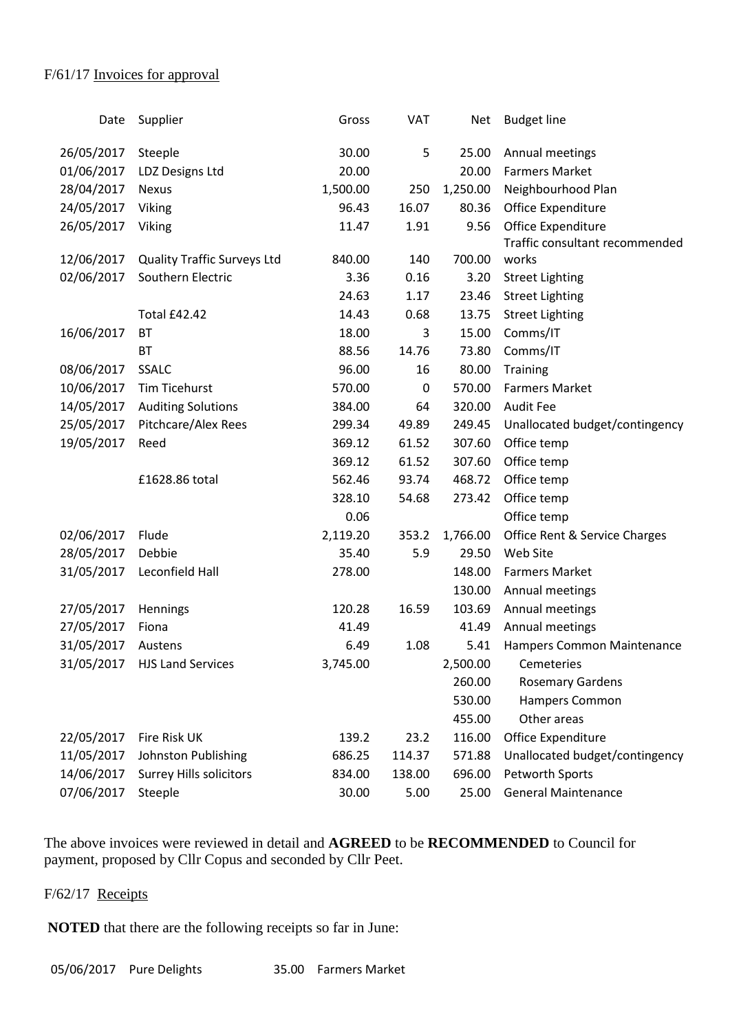F/61/17 Invoices for approval

| Date | Supplier | Gross | VAT | Net | Budget line |
|---|---|---|---|---|---|
| 26/05/2017 | Steeple | 30.00 | 5 | 25.00 | Annual meetings |
| 01/06/2017 | LDZ Designs Ltd | 20.00 | | 20.00 | Farmers Market |
| 28/04/2017 | Nexus | 1,500.00 | 250 | 1,250.00 | Neighbourhood Plan |
| 24/05/2017 | Viking | 96.43 | 16.07 | 80.36 | Office Expenditure |
| 26/05/2017 | Viking | 11.47 | 1.91 | 9.56 | Office Expenditure |
| 12/06/2017 | Quality Traffic Surveys Ltd | 840.00 | 140 | 700.00 | Traffic consultant recommended works |
| 02/06/2017 | Southern Electric | 3.36 | 0.16 | 3.20 | Street Lighting |
| | | 24.63 | 1.17 | 23.46 | Street Lighting |
| | Total £42.42 | 14.43 | 0.68 | 13.75 | Street Lighting |
| 16/06/2017 | BT | 18.00 | 3 | 15.00 | Comms/IT |
| | BT | 88.56 | 14.76 | 73.80 | Comms/IT |
| 08/06/2017 | SSALC | 96.00 | 16 | 80.00 | Training |
| 10/06/2017 | Tim Ticehurst | 570.00 | 0 | 570.00 | Farmers Market |
| 14/05/2017 | Auditing Solutions | 384.00 | 64 | 320.00 | Audit Fee |
| 25/05/2017 | Pitchcare/Alex Rees | 299.34 | 49.89 | 249.45 | Unallocated budget/contingency |
| 19/05/2017 | Reed | 369.12 | 61.52 | 307.60 | Office temp |
| | | 369.12 | 61.52 | 307.60 | Office temp |
| | £1628.86 total | 562.46 | 93.74 | 468.72 | Office temp |
| | | 328.10 | 54.68 | 273.42 | Office temp |
| | | 0.06 | | | Office temp |
| 02/06/2017 | Flude | 2,119.20 | 353.2 | 1,766.00 | Office Rent & Service Charges |
| 28/05/2017 | Debbie | 35.40 | 5.9 | 29.50 | Web Site |
| 31/05/2017 | Leconfield Hall | 278.00 | | 148.00 | Farmers Market |
| | | | | 130.00 | Annual meetings |
| 27/05/2017 | Hennings | 120.28 | 16.59 | 103.69 | Annual meetings |
| 27/05/2017 | Fiona | 41.49 | | 41.49 | Annual meetings |
| 31/05/2017 | Austens | 6.49 | 1.08 | 5.41 | Hampers Common Maintenance |
| 31/05/2017 | HJS Land Services | 3,745.00 | | 2,500.00 | Cemeteries |
| | | | | 260.00 | Rosemary Gardens |
| | | | | 530.00 | Hampers Common |
| | | | | 455.00 | Other areas |
| 22/05/2017 | Fire Risk UK | 139.2 | 23.2 | 116.00 | Office Expenditure |
| 11/05/2017 | Johnston Publishing | 686.25 | 114.37 | 571.88 | Unallocated budget/contingency |
| 14/06/2017 | Surrey Hills solicitors | 834.00 | 138.00 | 696.00 | Petworth Sports |
| 07/06/2017 | Steeple | 30.00 | 5.00 | 25.00 | General Maintenance |

The above invoices were reviewed in detail and **AGREED** to be **RECOMMENDED** to Council for payment, proposed by Cllr Copus and seconded by Cllr Peet.

F/62/17 Receipts

**NOTED** that there are the following receipts so far in June:

| | | | |
|---|---|---|---|
| 05/06/2017 | Pure Delights | 35.00 | Farmers Market |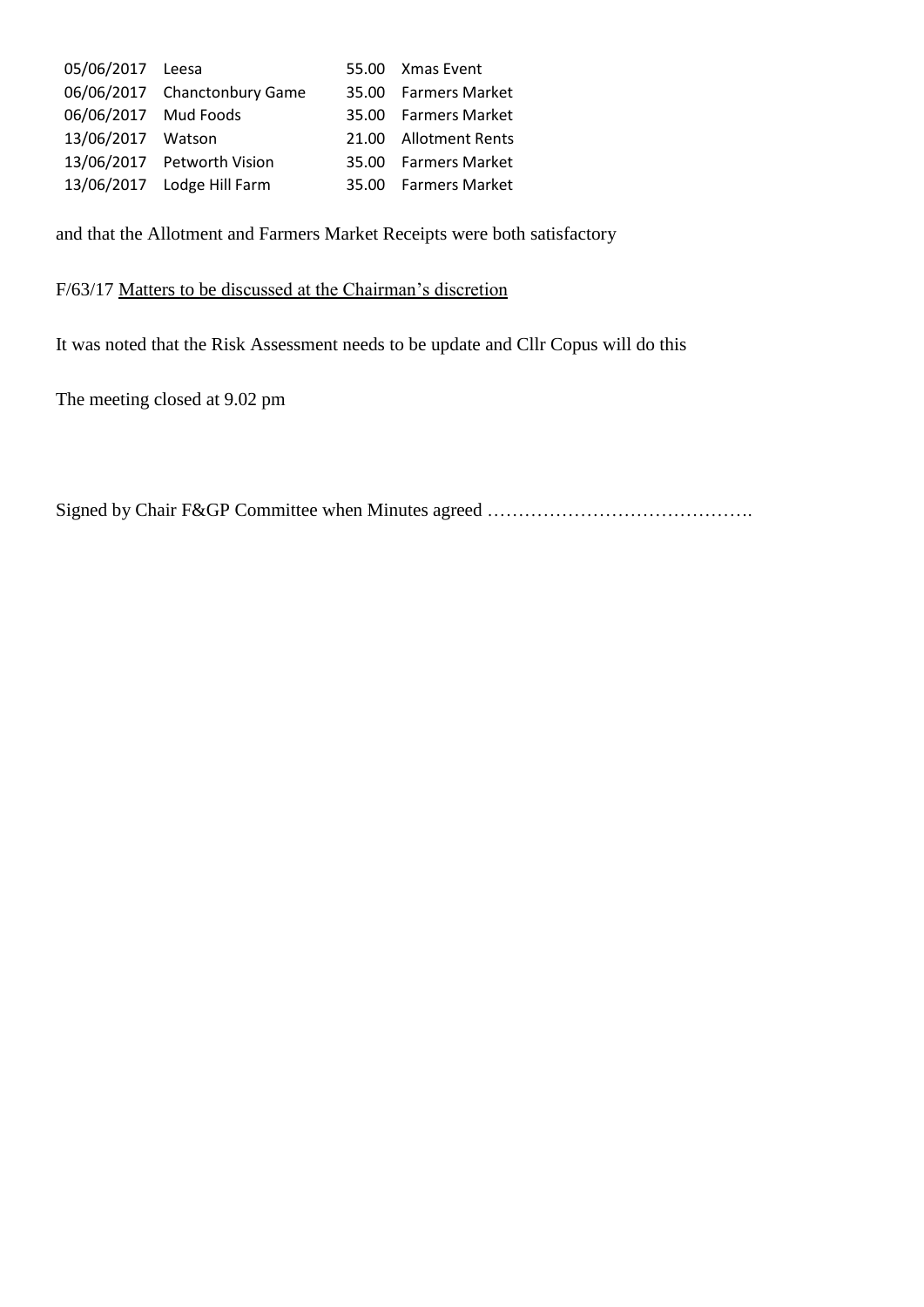| | | | |
|---|---|---|---|
| 05/06/2017 | Leesa | 55.00 | Xmas Event |
| 06/06/2017 | Chanctonbury Game | 35.00 | Farmers Market |
| 06/06/2017 | Mud Foods | 35.00 | Farmers Market |
| 13/06/2017 | Watson | 21.00 | Allotment Rents |
| 13/06/2017 | Petworth Vision | 35.00 | Farmers Market |
| 13/06/2017 | Lodge Hill Farm | 35.00 | Farmers Market |

and that the Allotment and Farmers Market Receipts were both satisfactory

F/63/17 Matters to be discussed at the Chairman's discretion

It was noted that the Risk Assessment needs to be update and Cllr Copus will do this

The meeting closed at 9.02 pm

Signed by Chair F&GP Committee when Minutes agreed …………………………………….